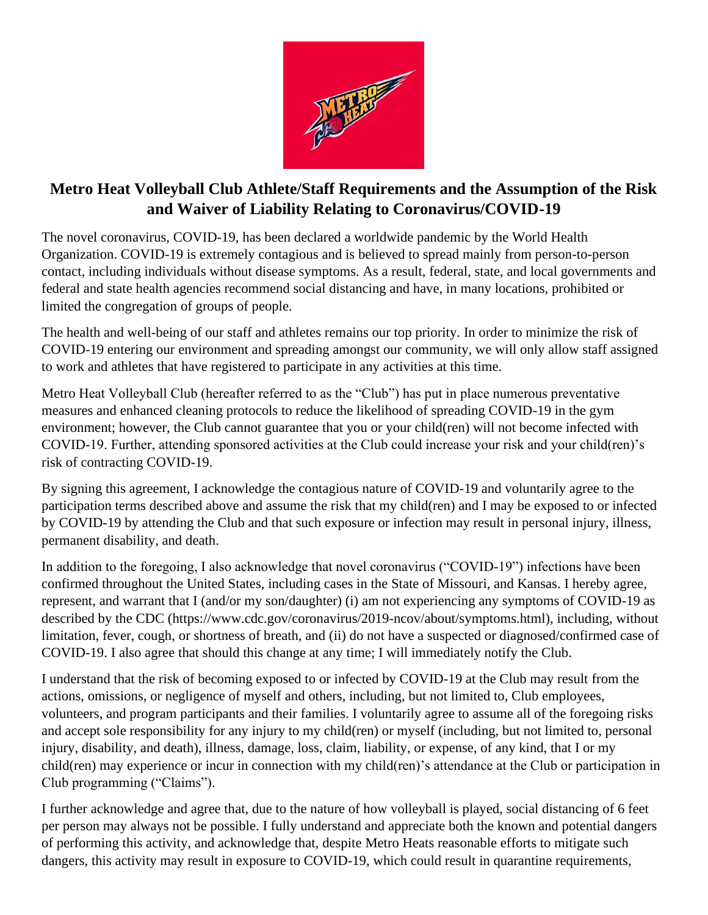## Metro Heat Volleyball Club Athlete/Staff Requirements and the Assumption of the Risk and Waiver of Liability Relating to Coronavirus/COVID-19

The novel coronavirus, COVID-19, has been declared a worldwide pandemic by the World Health Organization. COVID-19 is extremely contagious and is believed to spread mainly from person-to-person contact, including individuals without disease symptoms. As a result, federal, state, and local governments and federal and state health agencies recommend social distancing and have, in many locations, prohibited or limited the congregation of groups of people.

The health and well-being of our staff and athletes remains our top priority. In order to minimize the risk of COVID-19 entering our environment and spreading amongst our community, we will only allow staff assigned to work and athletes that have registered to participate in any activities at this time.

Metro Heat Volleyball Club (hereafter referred to as the "Club") has put in place numerous preventative measures and enhanced cleaning protocols to reduce the likelihood of spreading COVID-19 in the gym environment; however, the Club cannot guarantee that you or your child(ren) will not become infected with COVID-19. Further, attending sponsored activities at the Club could increase your risk and your child(ren)'s risk of contracting COVID-19.

By signing this agreement, I acknowledge the contagious nature of COVID-19 and voluntarily agree to the participation terms described above and assume the risk that my child(ren) and I may be exposed to or infected by COVID-19 by attending the Club and that such exposure or infection may result in personal injury, illness, permanent disability, and death.

In addition to the foregoing, I also acknowledge that novel coronavirus ("COVID-19") infections have been confirmed throughout the United States, including cases in the State of Missouri, and Kansas. I hereby agree, represent, and warrant that I (and/or my son/daughter) (i) am not experiencing any symptoms of COVID-19 as described by the CDC (https://www.cdc.gov/coronavirus/2019-ncov/about/symptoms.html), including, without limitation, fever, cough, or shortness of breath, and (ii) do not have a suspected or diagnosed/confirmed case of COVID-19. I also agree that should this change at any time; I will immediately notify the Club.

I understand that the risk of becoming exposed to or infected by COVID-19 at the Club may result from the actions, omissions, or negligence of myself and others, including, but not limited to, Club employees, volunteers, and program participants and their families. I voluntarily agree to assume all of the foregoing risks and accept sole responsibility for any injury to my child(ren) or myself (including, but not limited to, personal injury, disability, and death), illness, damage, loss, claim, liability, or expense, of any kind, that I or my child(ren) may experience or incur in connection with my child(ren)'s attendance at the Club or participation in Club programming ("Claims").

I further acknowledge and agree that, due to the nature of how volleyball is played, social distancing of 6 feet per person may always not be possible. I fully understand and appreciate both the known and potential dangers of performing this activity, and acknowledge that, despite Metro Heats reasonable efforts to mitigate such dangers, this activity may result in exposure to COVID-19, which could result in quarantine requirements,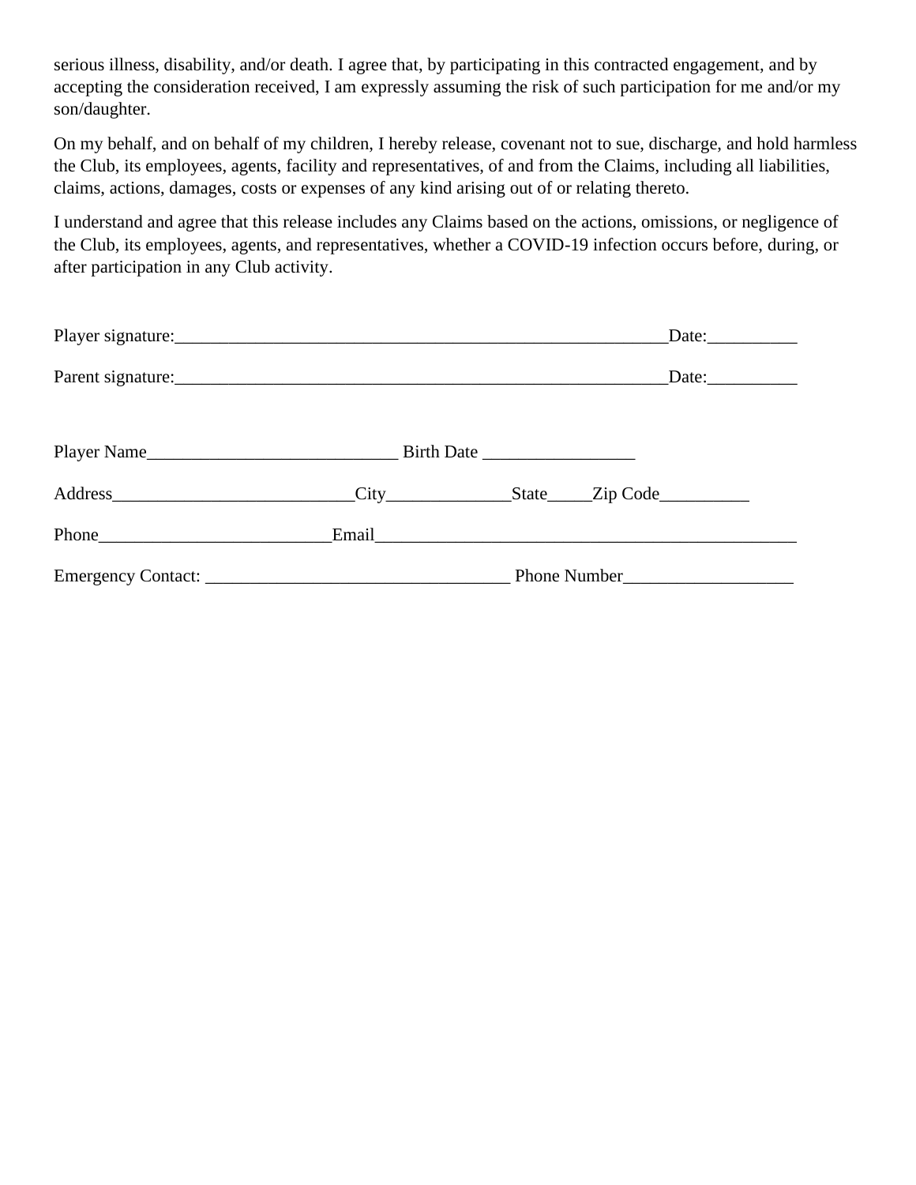serious illness, disability, and/or death. I agree that, by participating in this contracted engagement, and by accepting the consideration received, I am expressly assuming the risk of such participation for me and/or my son/daughter.

On my behalf, and on behalf of my children, I hereby release, covenant not to sue, discharge, and hold harmless the Club, its employees, agents, facility and representatives, of and from the Claims, including all liabilities, claims, actions, damages, costs or expenses of any kind arising out of or relating thereto.

I understand and agree that this release includes any Claims based on the actions, omissions, or negligence of the Club, its employees, agents, and representatives, whether a COVID-19 infection occurs before, during, or after participation in any Club activity.

Player signature:_________________________________________________________Date:__________

Parent signature:_________________________________________________________Date:__________

Player Name____________________________ Birth Date _________________

Address___________________________City______________State_____Zip Code__________

Phone__________________________Email_________________________________________________

Emergency Contact: __________________________________ Phone Number___________________